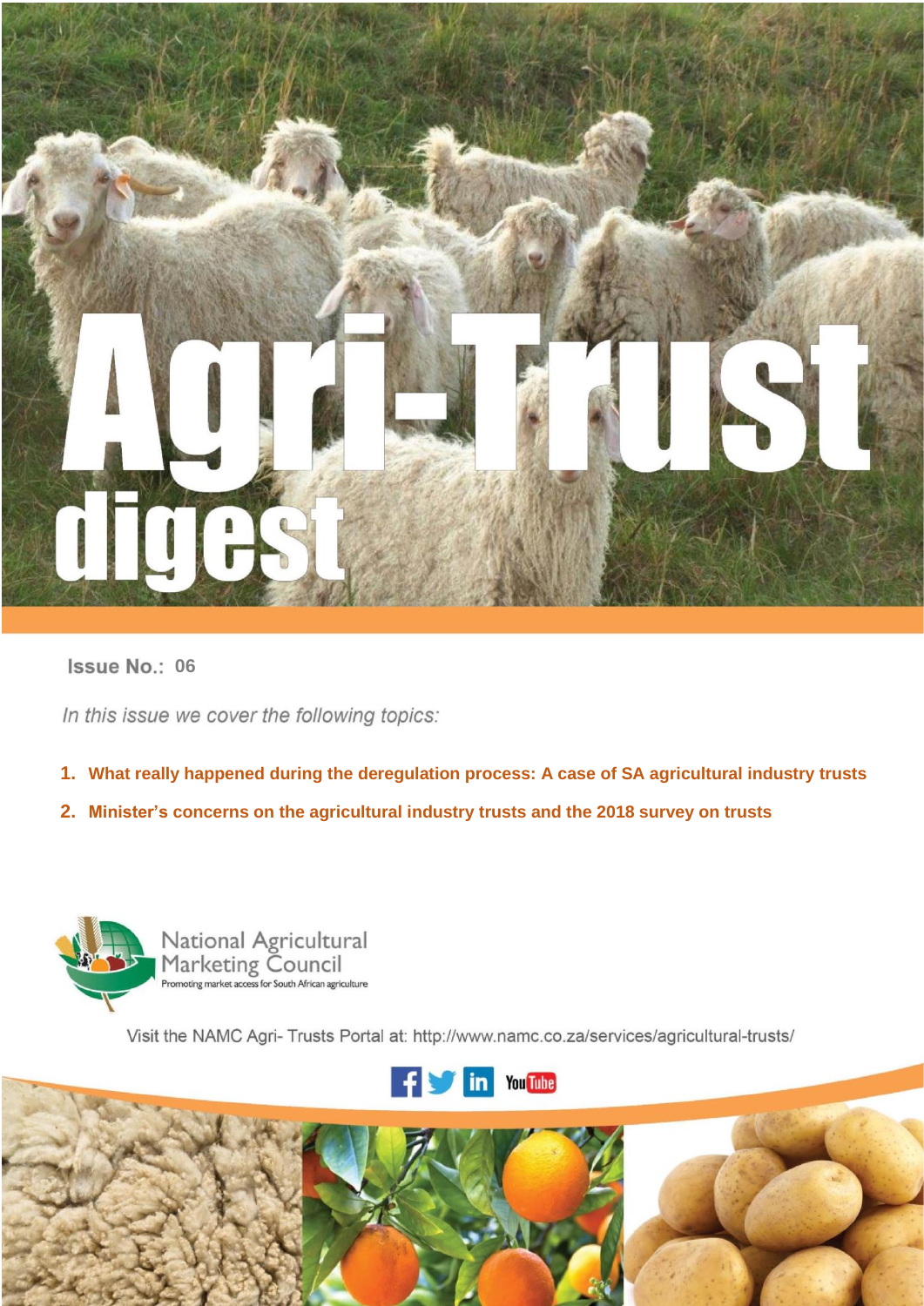# Agri-Trust digest

Issue No.: 06

*In this issue we cover the following topics:*

1. **What really happened during the deregulation process: A case of SA agricultural industry trusts**
2. **Minister's concerns on the agricultural industry trusts and the 2018 survey on trusts**

National Agricultural Marketing Council

Promoting market access for South African agriculture

Visit the NAMC Agri- Trusts Portal at: http://www.namc.co.za/services/agricultural-trusts/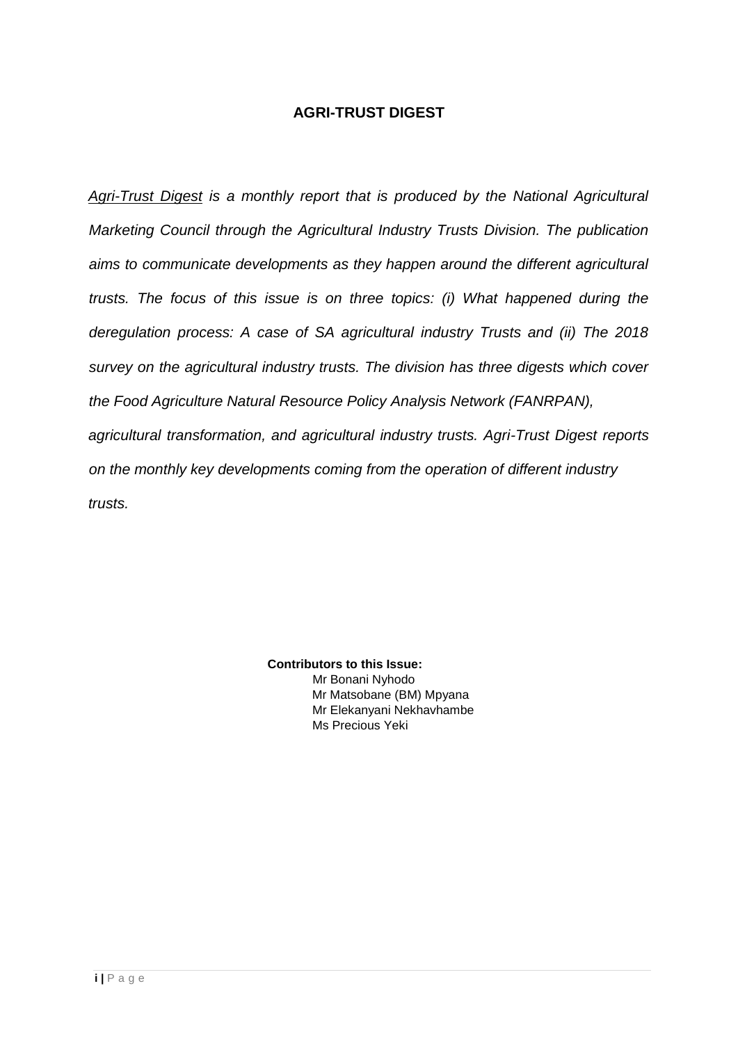# AGRI-TRUST DIGEST

*Agri-Trust Digest is a monthly report that is produced by the National Agricultural Marketing Council through the Agricultural Industry Trusts Division. The publication aims to communicate developments as they happen around the different agricultural trusts. The focus of this issue is on three topics: (i) What happened during the deregulation process: A case of SA agricultural industry Trusts and (ii) The 2018 survey on the agricultural industry trusts. The division has three digests which cover the Food Agriculture Natural Resource Policy Analysis Network (FANRPAN), agricultural transformation, and agricultural industry trusts. Agri-Trust Digest reports on the monthly key developments coming from the operation of different industry trusts.*

**Contributors to this Issue:**

Mr Bonani Nyhodo
Mr Matsobane (BM) Mpyana
Mr Elekanyani Nekhavhambe
Ms Precious Yeki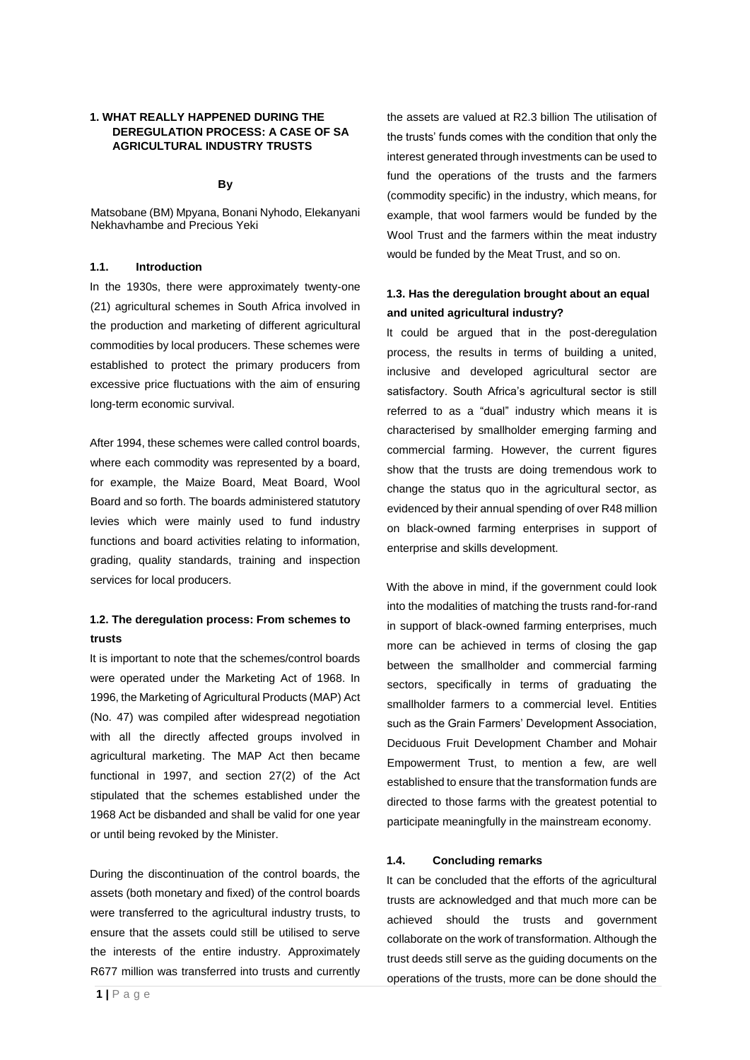# 1. WHAT REALLY HAPPENED DURING THE DEREGULATION PROCESS: A CASE OF SA AGRICULTURAL INDUSTRY TRUSTS

**By**

Matsobane (BM) Mpyana, Bonani Nyhodo, Elekanyani Nekhavhambe and Precious Yeki

## 1.1. Introduction

In the 1930s, there were approximately twenty-one (21) agricultural schemes in South Africa involved in the production and marketing of different agricultural commodities by local producers. These schemes were established to protect the primary producers from excessive price fluctuations with the aim of ensuring long-term economic survival.

After 1994, these schemes were called control boards, where each commodity was represented by a board, for example, the Maize Board, Meat Board, Wool Board and so forth. The boards administered statutory levies which were mainly used to fund industry functions and board activities relating to information, grading, quality standards, training and inspection services for local producers.

## 1.2. The deregulation process: From schemes to trusts

It is important to note that the schemes/control boards were operated under the Marketing Act of 1968. In 1996, the Marketing of Agricultural Products (MAP) Act (No. 47) was compiled after widespread negotiation with all the directly affected groups involved in agricultural marketing. The MAP Act then became functional in 1997, and section 27(2) of the Act stipulated that the schemes established under the 1968 Act be disbanded and shall be valid for one year or until being revoked by the Minister.

During the discontinuation of the control boards, the assets (both monetary and fixed) of the control boards were transferred to the agricultural industry trusts, to ensure that the assets could still be utilised to serve the interests of the entire industry. Approximately R677 million was transferred into trusts and currently the assets are valued at R2.3 billion The utilisation of the trusts' funds comes with the condition that only the interest generated through investments can be used to fund the operations of the trusts and the farmers (commodity specific) in the industry, which means, for example, that wool farmers would be funded by the Wool Trust and the farmers within the meat industry would be funded by the Meat Trust, and so on.

## 1.3. Has the deregulation brought about an equal and united agricultural industry?

It could be argued that in the post-deregulation process, the results in terms of building a united, inclusive and developed agricultural sector are satisfactory. South Africa's agricultural sector is still referred to as a "dual" industry which means it is characterised by smallholder emerging farming and commercial farming. However, the current figures show that the trusts are doing tremendous work to change the status quo in the agricultural sector, as evidenced by their annual spending of over R48 million on black-owned farming enterprises in support of enterprise and skills development.

With the above in mind, if the government could look into the modalities of matching the trusts rand-for-rand in support of black-owned farming enterprises, much more can be achieved in terms of closing the gap between the smallholder and commercial farming sectors, specifically in terms of graduating the smallholder farmers to a commercial level. Entities such as the Grain Farmers' Development Association, Deciduous Fruit Development Chamber and Mohair Empowerment Trust, to mention a few, are well established to ensure that the transformation funds are directed to those farms with the greatest potential to participate meaningfully in the mainstream economy.

## 1.4. Concluding remarks

It can be concluded that the efforts of the agricultural trusts are acknowledged and that much more can be achieved should the trusts and government collaborate on the work of transformation. Although the trust deeds still serve as the guiding documents on the operations of the trusts, more can be done should the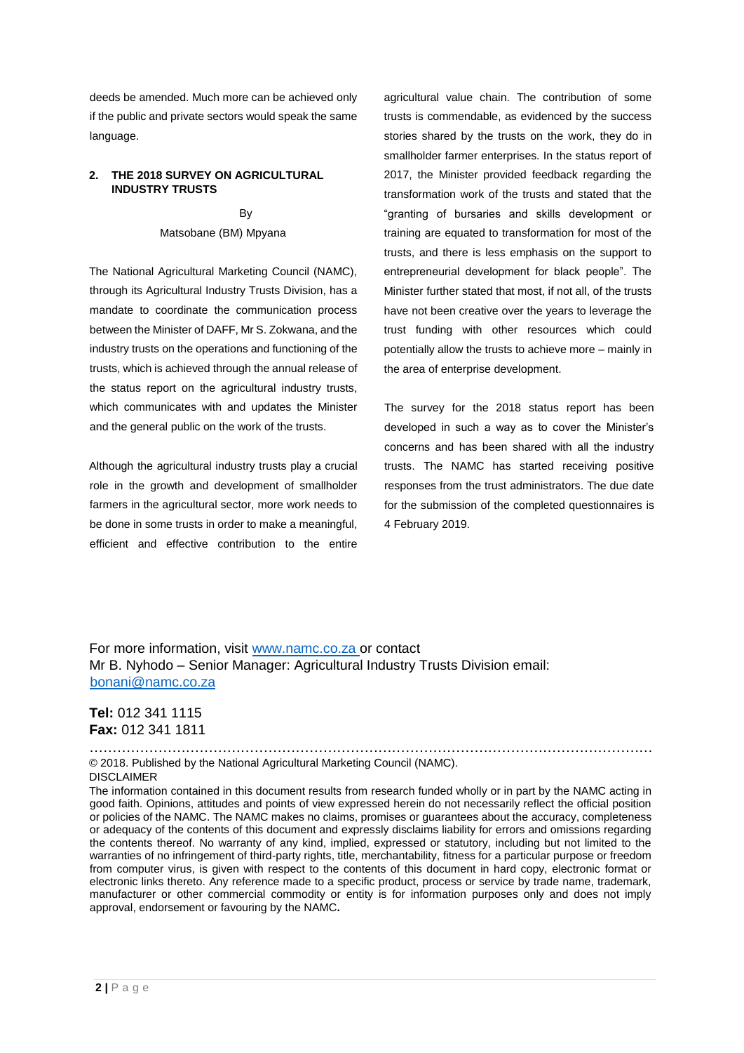deeds be amended. Much more can be achieved only if the public and private sectors would speak the same language.

## 2. THE 2018 SURVEY ON AGRICULTURAL INDUSTRY TRUSTS

By

Matsobane (BM) Mpyana

The National Agricultural Marketing Council (NAMC), through its Agricultural Industry Trusts Division, has a mandate to coordinate the communication process between the Minister of DAFF, Mr S. Zokwana, and the industry trusts on the operations and functioning of the trusts, which is achieved through the annual release of the status report on the agricultural industry trusts, which communicates with and updates the Minister and the general public on the work of the trusts.

Although the agricultural industry trusts play a crucial role in the growth and development of smallholder farmers in the agricultural sector, more work needs to be done in some trusts in order to make a meaningful, efficient and effective contribution to the entire agricultural value chain. The contribution of some trusts is commendable, as evidenced by the success stories shared by the trusts on the work, they do in smallholder farmer enterprises. In the status report of 2017, the Minister provided feedback regarding the transformation work of the trusts and stated that the "granting of bursaries and skills development or training are equated to transformation for most of the trusts, and there is less emphasis on the support to entrepreneurial development for black people". The Minister further stated that most, if not all, of the trusts have not been creative over the years to leverage the trust funding with other resources which could potentially allow the trusts to achieve more – mainly in the area of enterprise development.

The survey for the 2018 status report has been developed in such a way as to cover the Minister's concerns and has been shared with all the industry trusts. The NAMC has started receiving positive responses from the trust administrators. The due date for the submission of the completed questionnaires is 4 February 2019.

For more information, visit www.namc.co.za or contact
Mr B. Nyhodo – Senior Manager: Agricultural Industry Trusts Division email: bonani@namc.co.za

**Tel:** 012 341 1115
**Fax:** 012 341 1811

© 2018. Published by the National Agricultural Marketing Council (NAMC).
DISCLAIMER

The information contained in this document results from research funded wholly or in part by the NAMC acting in good faith. Opinions, attitudes and points of view expressed herein do not necessarily reflect the official position or policies of the NAMC. The NAMC makes no claims, promises or guarantees about the accuracy, completeness or adequacy of the contents of this document and expressly disclaims liability for errors and omissions regarding the contents thereof. No warranty of any kind, implied, expressed or statutory, including but not limited to the warranties of no infringement of third-party rights, title, merchantability, fitness for a particular purpose or freedom from computer virus, is given with respect to the contents of this document in hard copy, electronic format or electronic links thereto. Any reference made to a specific product, process or service by trade name, trademark, manufacturer or other commercial commodity or entity is for information purposes only and does not imply approval, endorsement or favouring by the NAMC**.**